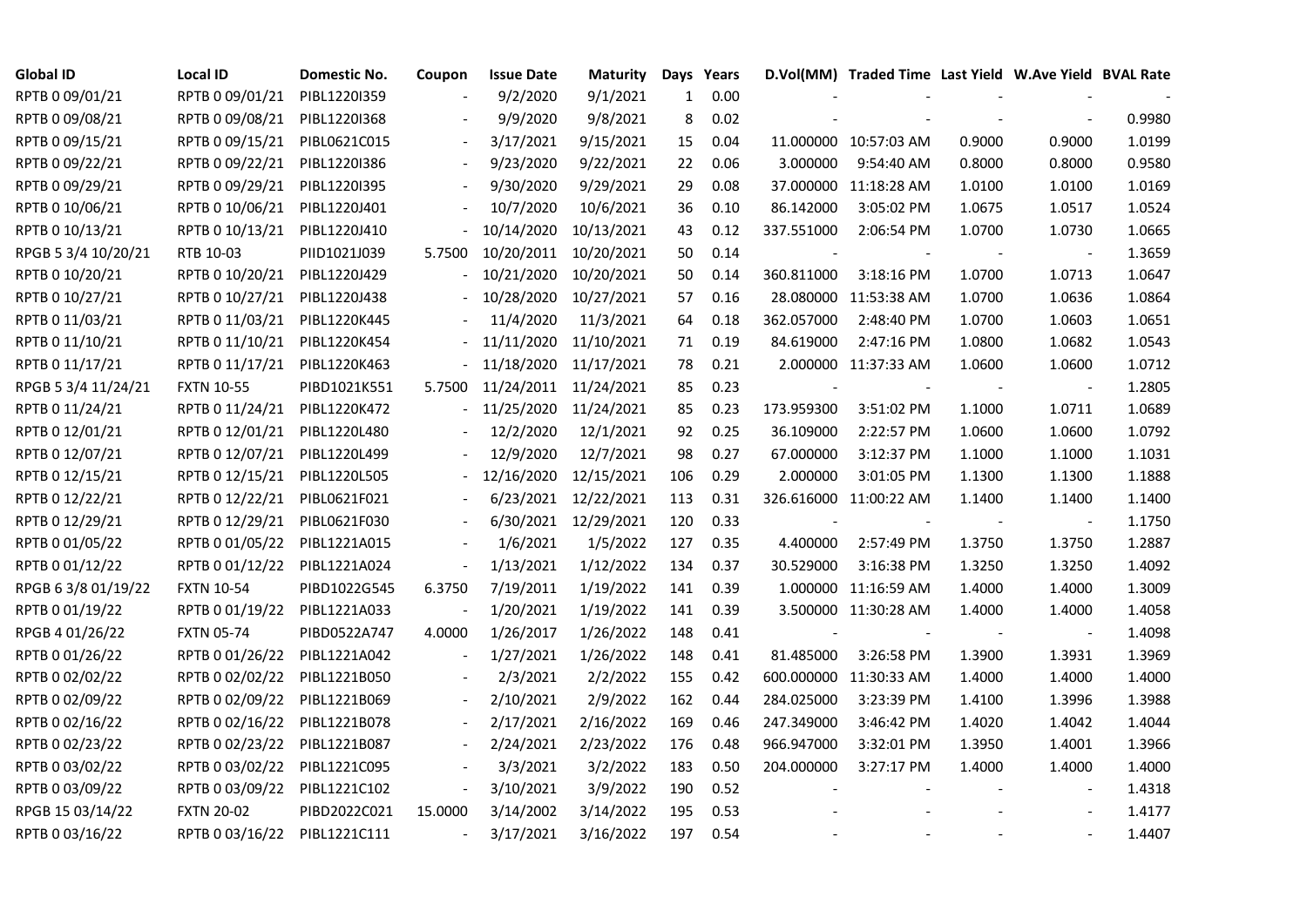| Global ID | Local ID | Domestic No. | Coupon | Issue Date | Maturity | Days | Years | D.Vol(MM) | Traded Time | Last Yield | W.Ave Yield | BVAL Rate |
|---|---|---|---|---|---|---|---|---|---|---|---|---|
| RPTB 0 09/01/21 | RPTB 0 09/01/21 | PIBL1220I359 | - | 9/2/2020 | 9/1/2021 | 1 | 0.00 | - | - | - | - | - |
| RPTB 0 09/08/21 | RPTB 0 09/08/21 | PIBL1220I368 | - | 9/9/2020 | 9/8/2021 | 8 | 0.02 | - | - | - | - | 0.9980 |
| RPTB 0 09/15/21 | RPTB 0 09/15/21 | PIBL0621C015 | - | 3/17/2021 | 9/15/2021 | 15 | 0.04 | 11.000000 | 10:57:03 AM | 0.9000 | 0.9000 | 1.0199 |
| RPTB 0 09/22/21 | RPTB 0 09/22/21 | PIBL1220I386 | - | 9/23/2020 | 9/22/2021 | 22 | 0.06 | 3.000000 | 9:54:40 AM | 0.8000 | 0.8000 | 0.9580 |
| RPTB 0 09/29/21 | RPTB 0 09/29/21 | PIBL1220I395 | - | 9/30/2020 | 9/29/2021 | 29 | 0.08 | 37.000000 | 11:18:28 AM | 1.0100 | 1.0100 | 1.0169 |
| RPTB 0 10/06/21 | RPTB 0 10/06/21 | PIBL1220J401 | - | 10/7/2020 | 10/6/2021 | 36 | 0.10 | 86.142000 | 3:05:02 PM | 1.0675 | 1.0517 | 1.0524 |
| RPTB 0 10/13/21 | RPTB 0 10/13/21 | PIBL1220J410 | - | 10/14/2020 | 10/13/2021 | 43 | 0.12 | 337.551000 | 2:06:54 PM | 1.0700 | 1.0730 | 1.0665 |
| RPGB 5 3/4 10/20/21 | RTB 10-03 | PIID1021J039 | 5.7500 | 10/20/2011 | 10/20/2021 | 50 | 0.14 | - | - | - | - | 1.3659 |
| RPTB 0 10/20/21 | RPTB 0 10/20/21 | PIBL1220J429 | - | 10/21/2020 | 10/20/2021 | 50 | 0.14 | 360.811000 | 3:18:16 PM | 1.0700 | 1.0713 | 1.0647 |
| RPTB 0 10/27/21 | RPTB 0 10/27/21 | PIBL1220J438 | - | 10/28/2020 | 10/27/2021 | 57 | 0.16 | 28.080000 | 11:53:38 AM | 1.0700 | 1.0636 | 1.0864 |
| RPTB 0 11/03/21 | RPTB 0 11/03/21 | PIBL1220K445 | - | 11/4/2020 | 11/3/2021 | 64 | 0.18 | 362.057000 | 2:48:40 PM | 1.0700 | 1.0603 | 1.0651 |
| RPTB 0 11/10/21 | RPTB 0 11/10/21 | PIBL1220K454 | - | 11/11/2020 | 11/10/2021 | 71 | 0.19 | 84.619000 | 2:47:16 PM | 1.0800 | 1.0682 | 1.0543 |
| RPTB 0 11/17/21 | RPTB 0 11/17/21 | PIBL1220K463 | - | 11/18/2020 | 11/17/2021 | 78 | 0.21 | 2.000000 | 11:37:33 AM | 1.0600 | 1.0600 | 1.0712 |
| RPGB 5 3/4 11/24/21 | FXTN 10-55 | PIBD1021K551 | 5.7500 | 11/24/2011 | 11/24/2021 | 85 | 0.23 | - | - | - | - | 1.2805 |
| RPTB 0 11/24/21 | RPTB 0 11/24/21 | PIBL1220K472 | - | 11/25/2020 | 11/24/2021 | 85 | 0.23 | 173.959300 | 3:51:02 PM | 1.1000 | 1.0711 | 1.0689 |
| RPTB 0 12/01/21 | RPTB 0 12/01/21 | PIBL1220L480 | - | 12/2/2020 | 12/1/2021 | 92 | 0.25 | 36.109000 | 2:22:57 PM | 1.0600 | 1.0600 | 1.0792 |
| RPTB 0 12/07/21 | RPTB 0 12/07/21 | PIBL1220L499 | - | 12/9/2020 | 12/7/2021 | 98 | 0.27 | 67.000000 | 3:12:37 PM | 1.1000 | 1.1000 | 1.1031 |
| RPTB 0 12/15/21 | RPTB 0 12/15/21 | PIBL1220L505 | - | 12/16/2020 | 12/15/2021 | 106 | 0.29 | 2.000000 | 3:01:05 PM | 1.1300 | 1.1300 | 1.1888 |
| RPTB 0 12/22/21 | RPTB 0 12/22/21 | PIBL0621F021 | - | 6/23/2021 | 12/22/2021 | 113 | 0.31 | 326.616000 | 11:00:22 AM | 1.1400 | 1.1400 | 1.1400 |
| RPTB 0 12/29/21 | RPTB 0 12/29/21 | PIBL0621F030 | - | 6/30/2021 | 12/29/2021 | 120 | 0.33 | - | - | - | - | 1.1750 |
| RPTB 0 01/05/22 | RPTB 0 01/05/22 | PIBL1221A015 | - | 1/6/2021 | 1/5/2022 | 127 | 0.35 | 4.400000 | 2:57:49 PM | 1.3750 | 1.3750 | 1.2887 |
| RPTB 0 01/12/22 | RPTB 0 01/12/22 | PIBL1221A024 | - | 1/13/2021 | 1/12/2022 | 134 | 0.37 | 30.529000 | 3:16:38 PM | 1.3250 | 1.3250 | 1.4092 |
| RPGB 6 3/8 01/19/22 | FXTN 10-54 | PIBD1022G545 | 6.3750 | 7/19/2011 | 1/19/2022 | 141 | 0.39 | 1.000000 | 11:16:59 AM | 1.4000 | 1.4000 | 1.3009 |
| RPTB 0 01/19/22 | RPTB 0 01/19/22 | PIBL1221A033 | - | 1/20/2021 | 1/19/2022 | 141 | 0.39 | 3.500000 | 11:30:28 AM | 1.4000 | 1.4000 | 1.4058 |
| RPGB 4 01/26/22 | FXTN 05-74 | PIBD0522A747 | 4.0000 | 1/26/2017 | 1/26/2022 | 148 | 0.41 | - | - | - | - | 1.4098 |
| RPTB 0 01/26/22 | RPTB 0 01/26/22 | PIBL1221A042 | - | 1/27/2021 | 1/26/2022 | 148 | 0.41 | 81.485000 | 3:26:58 PM | 1.3900 | 1.3931 | 1.3969 |
| RPTB 0 02/02/22 | RPTB 0 02/02/22 | PIBL1221B050 | - | 2/3/2021 | 2/2/2022 | 155 | 0.42 | 600.000000 | 11:30:33 AM | 1.4000 | 1.4000 | 1.4000 |
| RPTB 0 02/09/22 | RPTB 0 02/09/22 | PIBL1221B069 | - | 2/10/2021 | 2/9/2022 | 162 | 0.44 | 284.025000 | 3:23:39 PM | 1.4100 | 1.3996 | 1.3988 |
| RPTB 0 02/16/22 | RPTB 0 02/16/22 | PIBL1221B078 | - | 2/17/2021 | 2/16/2022 | 169 | 0.46 | 247.349000 | 3:46:42 PM | 1.4020 | 1.4042 | 1.4044 |
| RPTB 0 02/23/22 | RPTB 0 02/23/22 | PIBL1221B087 | - | 2/24/2021 | 2/23/2022 | 176 | 0.48 | 966.947000 | 3:32:01 PM | 1.3950 | 1.4001 | 1.3966 |
| RPTB 0 03/02/22 | RPTB 0 03/02/22 | PIBL1221C095 | - | 3/3/2021 | 3/2/2022 | 183 | 0.50 | 204.000000 | 3:27:17 PM | 1.4000 | 1.4000 | 1.4000 |
| RPTB 0 03/09/22 | RPTB 0 03/09/22 | PIBL1221C102 | - | 3/10/2021 | 3/9/2022 | 190 | 0.52 | - | - | - | - | 1.4318 |
| RPGB 15 03/14/22 | FXTN 20-02 | PIBD2022C021 | 15.0000 | 3/14/2002 | 3/14/2022 | 195 | 0.53 | - | - | - | - | 1.4177 |
| RPTB 0 03/16/22 | RPTB 0 03/16/22 | PIBL1221C111 | - | 3/17/2021 | 3/16/2022 | 197 | 0.54 | - | - | - | - | 1.4407 |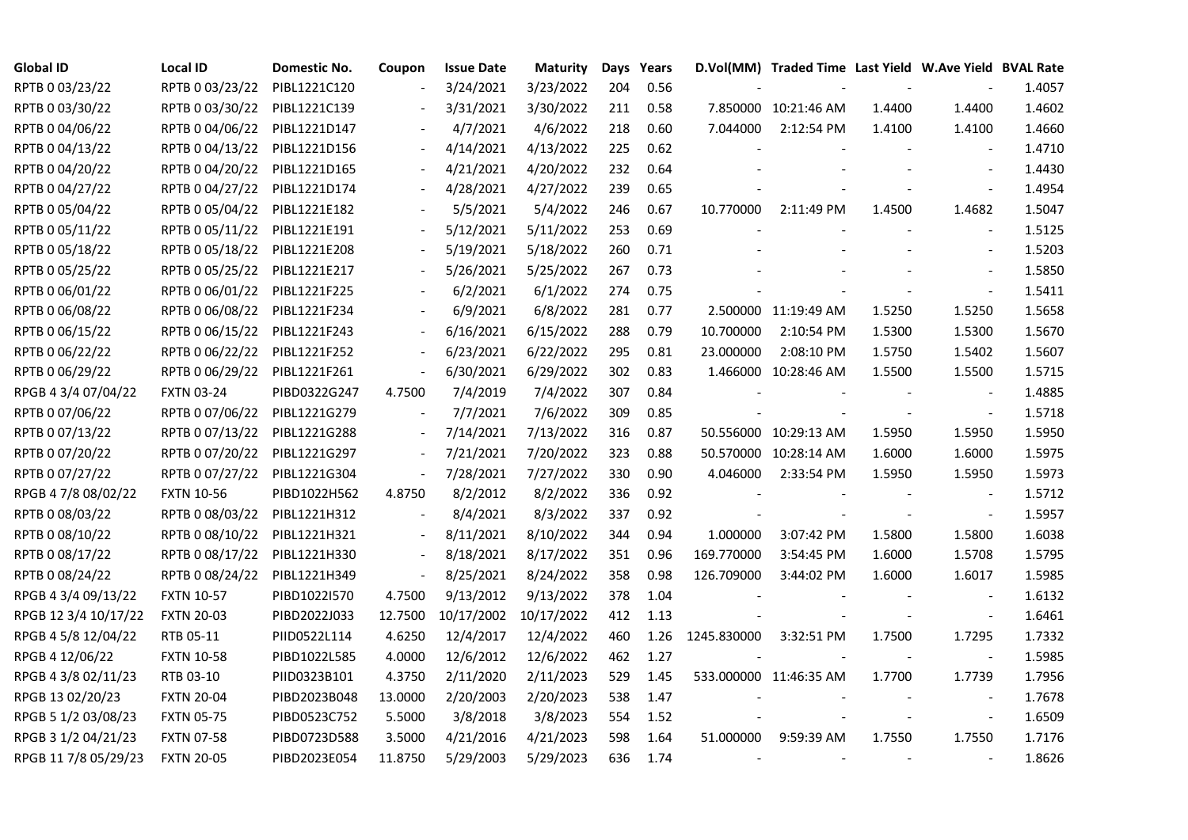| Global ID | Local ID | Domestic No. | Coupon | Issue Date | Maturity | Days | Years | D.Vol(MM) | Traded Time | Last Yield | W.Ave Yield | BVAL Rate |
|---|---|---|---|---|---|---|---|---|---|---|---|---|
| RPTB 0 03/23/22 | RPTB 0 03/23/22 | PIBL1221C120 | - | 3/24/2021 | 3/23/2022 | 204 | 0.56 | - | - | - | - | 1.4057 |
| RPTB 0 03/30/22 | RPTB 0 03/30/22 | PIBL1221C139 | - | 3/31/2021 | 3/30/2022 | 211 | 0.58 | 7.850000 | 10:21:46 AM | 1.4400 | 1.4400 | 1.4602 |
| RPTB 0 04/06/22 | RPTB 0 04/06/22 | PIBL1221D147 | - | 4/7/2021 | 4/6/2022 | 218 | 0.60 | 7.044000 | 2:12:54 PM | 1.4100 | 1.4100 | 1.4660 |
| RPTB 0 04/13/22 | RPTB 0 04/13/22 | PIBL1221D156 | - | 4/14/2021 | 4/13/2022 | 225 | 0.62 | - | - | - | - | 1.4710 |
| RPTB 0 04/20/22 | RPTB 0 04/20/22 | PIBL1221D165 | - | 4/21/2021 | 4/20/2022 | 232 | 0.64 | - | - | - | - | 1.4430 |
| RPTB 0 04/27/22 | RPTB 0 04/27/22 | PIBL1221D174 | - | 4/28/2021 | 4/27/2022 | 239 | 0.65 | - | - | - | - | 1.4954 |
| RPTB 0 05/04/22 | RPTB 0 05/04/22 | PIBL1221E182 | - | 5/5/2021 | 5/4/2022 | 246 | 0.67 | 10.770000 | 2:11:49 PM | 1.4500 | 1.4682 | 1.5047 |
| RPTB 0 05/11/22 | RPTB 0 05/11/22 | PIBL1221E191 | - | 5/12/2021 | 5/11/2022 | 253 | 0.69 | - | - | - | - | 1.5125 |
| RPTB 0 05/18/22 | RPTB 0 05/18/22 | PIBL1221E208 | - | 5/19/2021 | 5/18/2022 | 260 | 0.71 | - | - | - | - | 1.5203 |
| RPTB 0 05/25/22 | RPTB 0 05/25/22 | PIBL1221E217 | - | 5/26/2021 | 5/25/2022 | 267 | 0.73 | - | - | - | - | 1.5850 |
| RPTB 0 06/01/22 | RPTB 0 06/01/22 | PIBL1221F225 | - | 6/2/2021 | 6/1/2022 | 274 | 0.75 | - | - | - | - | 1.5411 |
| RPTB 0 06/08/22 | RPTB 0 06/08/22 | PIBL1221F234 | - | 6/9/2021 | 6/8/2022 | 281 | 0.77 | 2.500000 | 11:19:49 AM | 1.5250 | 1.5250 | 1.5658 |
| RPTB 0 06/15/22 | RPTB 0 06/15/22 | PIBL1221F243 | - | 6/16/2021 | 6/15/2022 | 288 | 0.79 | 10.700000 | 2:10:54 PM | 1.5300 | 1.5300 | 1.5670 |
| RPTB 0 06/22/22 | RPTB 0 06/22/22 | PIBL1221F252 | - | 6/23/2021 | 6/22/2022 | 295 | 0.81 | 23.000000 | 2:08:10 PM | 1.5750 | 1.5402 | 1.5607 |
| RPTB 0 06/29/22 | RPTB 0 06/29/22 | PIBL1221F261 | - | 6/30/2021 | 6/29/2022 | 302 | 0.83 | 1.466000 | 10:28:46 AM | 1.5500 | 1.5500 | 1.5715 |
| RPGB 4 3/4 07/04/22 | FXTN 03-24 | PIBD0322G247 | 4.7500 | 7/4/2019 | 7/4/2022 | 307 | 0.84 | - | - | - | - | 1.4885 |
| RPTB 0 07/06/22 | RPTB 0 07/06/22 | PIBL1221G279 | - | 7/7/2021 | 7/6/2022 | 309 | 0.85 | - | - | - | - | 1.5718 |
| RPTB 0 07/13/22 | RPTB 0 07/13/22 | PIBL1221G288 | - | 7/14/2021 | 7/13/2022 | 316 | 0.87 | 50.556000 | 10:29:13 AM | 1.5950 | 1.5950 | 1.5950 |
| RPTB 0 07/20/22 | RPTB 0 07/20/22 | PIBL1221G297 | - | 7/21/2021 | 7/20/2022 | 323 | 0.88 | 50.570000 | 10:28:14 AM | 1.6000 | 1.6000 | 1.5975 |
| RPTB 0 07/27/22 | RPTB 0 07/27/22 | PIBL1221G304 | - | 7/28/2021 | 7/27/2022 | 330 | 0.90 | 4.046000 | 2:33:54 PM | 1.5950 | 1.5950 | 1.5973 |
| RPGB 4 7/8 08/02/22 | FXTN 10-56 | PIBD1022H562 | 4.8750 | 8/2/2012 | 8/2/2022 | 336 | 0.92 | - | - | - | - | 1.5712 |
| RPTB 0 08/03/22 | RPTB 0 08/03/22 | PIBL1221H312 | - | 8/4/2021 | 8/3/2022 | 337 | 0.92 | - | - | - | - | 1.5957 |
| RPTB 0 08/10/22 | RPTB 0 08/10/22 | PIBL1221H321 | - | 8/11/2021 | 8/10/2022 | 344 | 0.94 | 1.000000 | 3:07:42 PM | 1.5800 | 1.5800 | 1.6038 |
| RPTB 0 08/17/22 | RPTB 0 08/17/22 | PIBL1221H330 | - | 8/18/2021 | 8/17/2022 | 351 | 0.96 | 169.770000 | 3:54:45 PM | 1.6000 | 1.5708 | 1.5795 |
| RPTB 0 08/24/22 | RPTB 0 08/24/22 | PIBL1221H349 | - | 8/25/2021 | 8/24/2022 | 358 | 0.98 | 126.709000 | 3:44:02 PM | 1.6000 | 1.6017 | 1.5985 |
| RPGB 4 3/4 09/13/22 | FXTN 10-57 | PIBD1022I570 | 4.7500 | 9/13/2012 | 9/13/2022 | 378 | 1.04 | - | - | - | - | 1.6132 |
| RPGB 12 3/4 10/17/22 | FXTN 20-03 | PIBD2022J033 | 12.7500 | 10/17/2002 | 10/17/2022 | 412 | 1.13 | - | - | - | - | 1.6461 |
| RPGB 4 5/8 12/04/22 | RTB 05-11 | PIID0522L114 | 4.6250 | 12/4/2017 | 12/4/2022 | 460 | 1.26 | 1245.830000 | 3:32:51 PM | 1.7500 | 1.7295 | 1.7332 |
| RPGB 4 12/06/22 | FXTN 10-58 | PIBD1022L585 | 4.0000 | 12/6/2012 | 12/6/2022 | 462 | 1.27 | - | - | - | - | 1.5985 |
| RPGB 4 3/8 02/11/23 | RTB 03-10 | PIID0323B101 | 4.3750 | 2/11/2020 | 2/11/2023 | 529 | 1.45 | 533.000000 | 11:46:35 AM | 1.7700 | 1.7739 | 1.7956 |
| RPGB 13 02/20/23 | FXTN 20-04 | PIBD2023B048 | 13.0000 | 2/20/2003 | 2/20/2023 | 538 | 1.47 | - | - | - | - | 1.7678 |
| RPGB 5 1/2 03/08/23 | FXTN 05-75 | PIBD0523C752 | 5.5000 | 3/8/2018 | 3/8/2023 | 554 | 1.52 | - | - | - | - | 1.6509 |
| RPGB 3 1/2 04/21/23 | FXTN 07-58 | PIBD0723D588 | 3.5000 | 4/21/2016 | 4/21/2023 | 598 | 1.64 | 51.000000 | 9:59:39 AM | 1.7550 | 1.7550 | 1.7176 |
| RPGB 11 7/8 05/29/23 | FXTN 20-05 | PIBD2023E054 | 11.8750 | 5/29/2003 | 5/29/2023 | 636 | 1.74 | - | - | - | - | 1.8626 |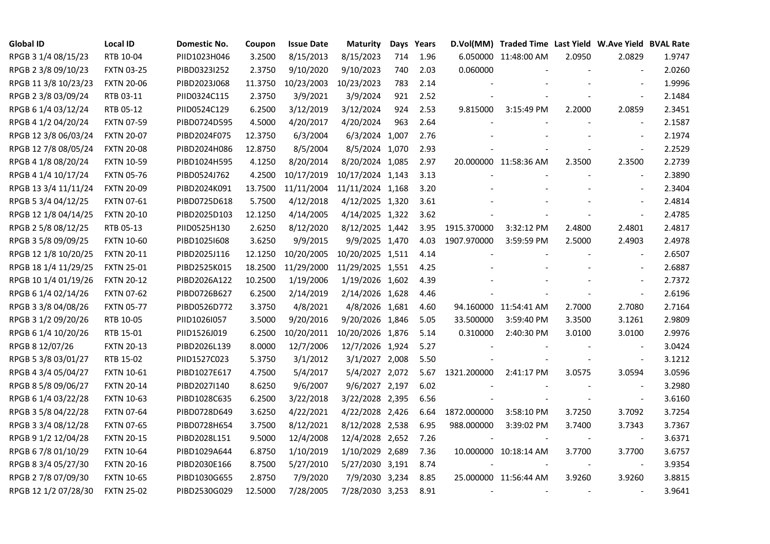| Global ID | Local ID | Domestic No. | Coupon | Issue Date | Maturity | Days | Years | D.Vol(MM) | Traded Time | Last Yield | W.Ave Yield | BVAL Rate |
|---|---|---|---|---|---|---|---|---|---|---|---|---|
| RPGB 3 1/4 08/15/23 | RTB 10-04 | PIID1023H046 | 3.2500 | 8/15/2013 | 8/15/2023 | 714 | 1.96 | 6.050000 | 11:48:00 AM | 2.0950 | 2.0829 | 1.9747 |
| RPGB 2 3/8 09/10/23 | FXTN 03-25 | PIBD0323I252 | 2.3750 | 9/10/2020 | 9/10/2023 | 740 | 2.03 | 0.060000 | - | - | - | 2.0260 |
| RPGB 11 3/8 10/23/23 | FXTN 20-06 | PIBD2023J068 | 11.3750 | 10/23/2003 | 10/23/2023 | 783 | 2.14 | - | - | - | - | 1.9996 |
| RPGB 2 3/8 03/09/24 | RTB 03-11 | PIID0324C115 | 2.3750 | 3/9/2021 | 3/9/2024 | 921 | 2.52 | - | - | - | - | 2.1484 |
| RPGB 6 1/4 03/12/24 | RTB 05-12 | PIID0524C129 | 6.2500 | 3/12/2019 | 3/12/2024 | 924 | 2.53 | 9.815000 | 3:15:49 PM | 2.2000 | 2.0859 | 2.3451 |
| RPGB 4 1/2 04/20/24 | FXTN 07-59 | PIBD0724D595 | 4.5000 | 4/20/2017 | 4/20/2024 | 963 | 2.64 | - | - | - | - | 2.1587 |
| RPGB 12 3/8 06/03/24 | FXTN 20-07 | PIBD2024F075 | 12.3750 | 6/3/2004 | 6/3/2024 | 1,007 | 2.76 | - | - | - | - | 2.1974 |
| RPGB 12 7/8 08/05/24 | FXTN 20-08 | PIBD2024H086 | 12.8750 | 8/5/2004 | 8/5/2024 | 1,070 | 2.93 | - | - | - | - | 2.2529 |
| RPGB 4 1/8 08/20/24 | FXTN 10-59 | PIBD1024H595 | 4.1250 | 8/20/2014 | 8/20/2024 | 1,085 | 2.97 | 20.000000 | 11:58:36 AM | 2.3500 | 2.3500 | 2.2739 |
| RPGB 4 1/4 10/17/24 | FXTN 05-76 | PIBD0524J762 | 4.2500 | 10/17/2019 | 10/17/2024 | 1,143 | 3.13 | - | - | - | - | 2.3890 |
| RPGB 13 3/4 11/11/24 | FXTN 20-09 | PIBD2024K091 | 13.7500 | 11/11/2004 | 11/11/2024 | 1,168 | 3.20 | - | - | - | - | 2.3404 |
| RPGB 5 3/4 04/12/25 | FXTN 07-61 | PIBD0725D618 | 5.7500 | 4/12/2018 | 4/12/2025 | 1,320 | 3.61 | - | - | - | - | 2.4814 |
| RPGB 12 1/8 04/14/25 | FXTN 20-10 | PIBD2025D103 | 12.1250 | 4/14/2005 | 4/14/2025 | 1,322 | 3.62 | - | - | - | - | 2.4785 |
| RPGB 2 5/8 08/12/25 | RTB 05-13 | PIID0525H130 | 2.6250 | 8/12/2020 | 8/12/2025 | 1,442 | 3.95 | 1915.370000 | 3:32:12 PM | 2.4800 | 2.4801 | 2.4817 |
| RPGB 3 5/8 09/09/25 | FXTN 10-60 | PIBD1025I608 | 3.6250 | 9/9/2015 | 9/9/2025 | 1,470 | 4.03 | 1907.970000 | 3:59:59 PM | 2.5000 | 2.4903 | 2.4978 |
| RPGB 12 1/8 10/20/25 | FXTN 20-11 | PIBD2025J116 | 12.1250 | 10/20/2005 | 10/20/2025 | 1,511 | 4.14 | - | - | - | - | 2.6507 |
| RPGB 18 1/4 11/29/25 | FXTN 25-01 | PIBD2525K015 | 18.2500 | 11/29/2000 | 11/29/2025 | 1,551 | 4.25 | - | - | - | - | 2.6887 |
| RPGB 10 1/4 01/19/26 | FXTN 20-12 | PIBD2026A122 | 10.2500 | 1/19/2006 | 1/19/2026 | 1,602 | 4.39 | - | - | - | - | 2.7372 |
| RPGB 6 1/4 02/14/26 | FXTN 07-62 | PIBD0726B627 | 6.2500 | 2/14/2019 | 2/14/2026 | 1,628 | 4.46 | - | - | - | - | 2.6196 |
| RPGB 3 3/8 04/08/26 | FXTN 05-77 | PIBD0526D772 | 3.3750 | 4/8/2021 | 4/8/2026 | 1,681 | 4.60 | 94.160000 | 11:54:41 AM | 2.7000 | 2.7080 | 2.7164 |
| RPGB 3 1/2 09/20/26 | RTB 10-05 | PIID1026I057 | 3.5000 | 9/20/2016 | 9/20/2026 | 1,846 | 5.05 | 33.500000 | 3:59:40 PM | 3.3500 | 3.1261 | 2.9809 |
| RPGB 6 1/4 10/20/26 | RTB 15-01 | PIID1526J019 | 6.2500 | 10/20/2011 | 10/20/2026 | 1,876 | 5.14 | 0.310000 | 2:40:30 PM | 3.0100 | 3.0100 | 2.9976 |
| RPGB 8 12/07/26 | FXTN 20-13 | PIBD2026L139 | 8.0000 | 12/7/2006 | 12/7/2026 | 1,924 | 5.27 | - | - | - | - | 3.0424 |
| RPGB 5 3/8 03/01/27 | RTB 15-02 | PIID1527C023 | 5.3750 | 3/1/2012 | 3/1/2027 | 2,008 | 5.50 | - | - | - | - | 3.1212 |
| RPGB 4 3/4 05/04/27 | FXTN 10-61 | PIBD1027E617 | 4.7500 | 5/4/2017 | 5/4/2027 | 2,072 | 5.67 | 1321.200000 | 2:41:17 PM | 3.0575 | 3.0594 | 3.0596 |
| RPGB 8 5/8 09/06/27 | FXTN 20-14 | PIBD2027I140 | 8.6250 | 9/6/2007 | 9/6/2027 | 2,197 | 6.02 | - | - | - | - | 3.2980 |
| RPGB 6 1/4 03/22/28 | FXTN 10-63 | PIBD1028C635 | 6.2500 | 3/22/2018 | 3/22/2028 | 2,395 | 6.56 | - | - | - | - | 3.6160 |
| RPGB 3 5/8 04/22/28 | FXTN 07-64 | PIBD0728D649 | 3.6250 | 4/22/2021 | 4/22/2028 | 2,426 | 6.64 | 1872.000000 | 3:58:10 PM | 3.7250 | 3.7092 | 3.7254 |
| RPGB 3 3/4 08/12/28 | FXTN 07-65 | PIBD0728H654 | 3.7500 | 8/12/2021 | 8/12/2028 | 2,538 | 6.95 | 988.000000 | 3:39:02 PM | 3.7400 | 3.7343 | 3.7367 |
| RPGB 9 1/2 12/04/28 | FXTN 20-15 | PIBD2028L151 | 9.5000 | 12/4/2008 | 12/4/2028 | 2,652 | 7.26 | - | - | - | - | 3.6371 |
| RPGB 6 7/8 01/10/29 | FXTN 10-64 | PIBD1029A644 | 6.8750 | 1/10/2019 | 1/10/2029 | 2,689 | 7.36 | 10.000000 | 10:18:14 AM | 3.7700 | 3.7700 | 3.6757 |
| RPGB 8 3/4 05/27/30 | FXTN 20-16 | PIBD2030E166 | 8.7500 | 5/27/2010 | 5/27/2030 | 3,191 | 8.74 | - | - | - | - | 3.9354 |
| RPGB 2 7/8 07/09/30 | FXTN 10-65 | PIBD1030G655 | 2.8750 | 7/9/2020 | 7/9/2030 | 3,234 | 8.85 | 25.000000 | 11:56:44 AM | 3.9260 | 3.9260 | 3.8815 |
| RPGB 12 1/2 07/28/30 | FXTN 25-02 | PIBD2530G029 | 12.5000 | 7/28/2005 | 7/28/2030 | 3,253 | 8.91 | - | - | - | - | 3.9641 |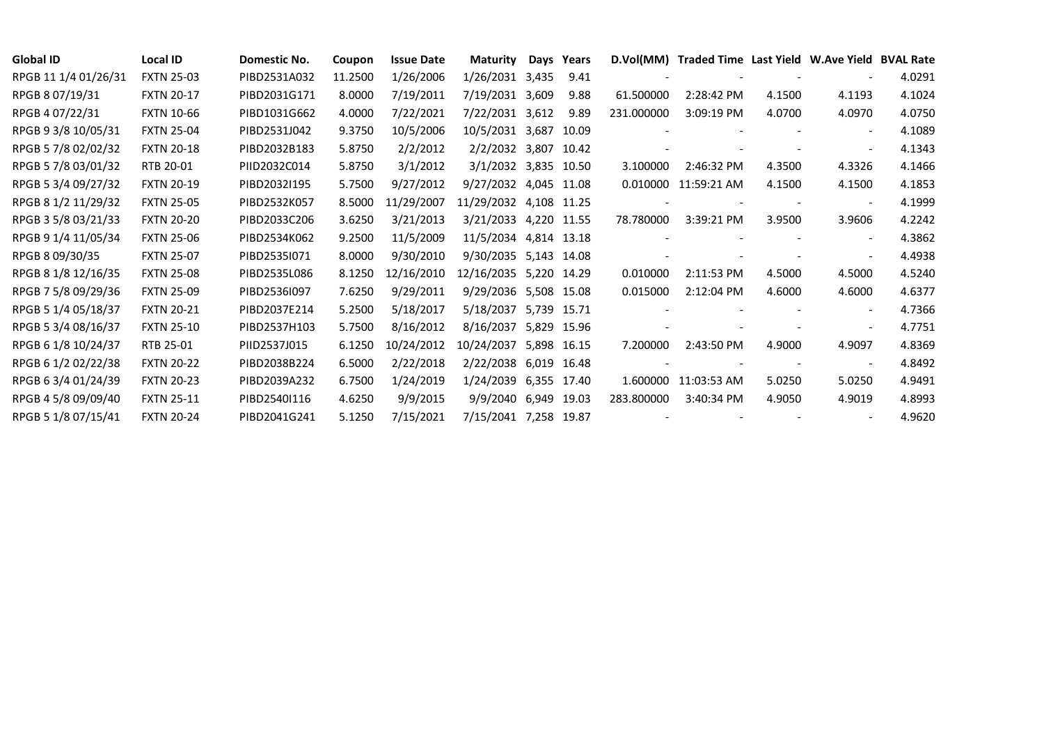| Global ID | Local ID | Domestic No. | Coupon | Issue Date | Maturity | Days | Years | D.Vol(MM) | Traded Time | Last Yield | W.Ave Yield | BVAL Rate |
|---|---|---|---|---|---|---|---|---|---|---|---|---|
| RPGB 11 1/4 01/26/31 | FXTN 25-03 | PIBD2531A032 | 11.2500 | 1/26/2006 | 1/26/2031 | 3,435 | 9.41 | - | - | - | - | 4.0291 |
| RPGB 8 07/19/31 | FXTN 20-17 | PIBD2031G171 | 8.0000 | 7/19/2011 | 7/19/2031 | 3,609 | 9.88 | 61.500000 | 2:28:42 PM | 4.1500 | 4.1193 | 4.1024 |
| RPGB 4 07/22/31 | FXTN 10-66 | PIBD1031G662 | 4.0000 | 7/22/2021 | 7/22/2031 | 3,612 | 9.89 | 231.000000 | 3:09:19 PM | 4.0700 | 4.0970 | 4.0750 |
| RPGB 9 3/8 10/05/31 | FXTN 25-04 | PIBD2531J042 | 9.3750 | 10/5/2006 | 10/5/2031 | 3,687 | 10.09 | - | - | - | - | 4.1089 |
| RPGB 5 7/8 02/02/32 | FXTN 20-18 | PIBD2032B183 | 5.8750 | 2/2/2012 | 2/2/2032 | 3,807 | 10.42 | - | - | - | - | 4.1343 |
| RPGB 5 7/8 03/01/32 | RTB 20-01 | PIID2032C014 | 5.8750 | 3/1/2012 | 3/1/2032 | 3,835 | 10.50 | 3.100000 | 2:46:32 PM | 4.3500 | 4.3326 | 4.1466 |
| RPGB 5 3/4 09/27/32 | FXTN 20-19 | PIBD2032I195 | 5.7500 | 9/27/2012 | 9/27/2032 | 4,045 | 11.08 | 0.010000 | 11:59:21 AM | 4.1500 | 4.1500 | 4.1853 |
| RPGB 8 1/2 11/29/32 | FXTN 25-05 | PIBD2532K057 | 8.5000 | 11/29/2007 | 11/29/2032 | 4,108 | 11.25 | - | - | - | - | 4.1999 |
| RPGB 3 5/8 03/21/33 | FXTN 20-20 | PIBD2033C206 | 3.6250 | 3/21/2013 | 3/21/2033 | 4,220 | 11.55 | 78.780000 | 3:39:21 PM | 3.9500 | 3.9606 | 4.2242 |
| RPGB 9 1/4 11/05/34 | FXTN 25-06 | PIBD2534K062 | 9.2500 | 11/5/2009 | 11/5/2034 | 4,814 | 13.18 | - | - | - | - | 4.3862 |
| RPGB 8 09/30/35 | FXTN 25-07 | PIBD2535I071 | 8.0000 | 9/30/2010 | 9/30/2035 | 5,143 | 14.08 | - | - | - | - | 4.4938 |
| RPGB 8 1/8 12/16/35 | FXTN 25-08 | PIBD2535L086 | 8.1250 | 12/16/2010 | 12/16/2035 | 5,220 | 14.29 | 0.010000 | 2:11:53 PM | 4.5000 | 4.5000 | 4.5240 |
| RPGB 7 5/8 09/29/36 | FXTN 25-09 | PIBD2536I097 | 7.6250 | 9/29/2011 | 9/29/2036 | 5,508 | 15.08 | 0.015000 | 2:12:04 PM | 4.6000 | 4.6000 | 4.6377 |
| RPGB 5 1/4 05/18/37 | FXTN 20-21 | PIBD2037E214 | 5.2500 | 5/18/2017 | 5/18/2037 | 5,739 | 15.71 | - | - | - | - | 4.7366 |
| RPGB 5 3/4 08/16/37 | FXTN 25-10 | PIBD2537H103 | 5.7500 | 8/16/2012 | 8/16/2037 | 5,829 | 15.96 | - | - | - | - | 4.7751 |
| RPGB 6 1/8 10/24/37 | RTB 25-01 | PIID2537J015 | 6.1250 | 10/24/2012 | 10/24/2037 | 5,898 | 16.15 | 7.200000 | 2:43:50 PM | 4.9000 | 4.9097 | 4.8369 |
| RPGB 6 1/2 02/22/38 | FXTN 20-22 | PIBD2038B224 | 6.5000 | 2/22/2018 | 2/22/2038 | 6,019 | 16.48 | - | - | - | - | 4.8492 |
| RPGB 6 3/4 01/24/39 | FXTN 20-23 | PIBD2039A232 | 6.7500 | 1/24/2019 | 1/24/2039 | 6,355 | 17.40 | 1.600000 | 11:03:53 AM | 5.0250 | 5.0250 | 4.9491 |
| RPGB 4 5/8 09/09/40 | FXTN 25-11 | PIBD2540I116 | 4.6250 | 9/9/2015 | 9/9/2040 | 6,949 | 19.03 | 283.800000 | 3:40:34 PM | 4.9050 | 4.9019 | 4.8993 |
| RPGB 5 1/8 07/15/41 | FXTN 20-24 | PIBD2041G241 | 5.1250 | 7/15/2021 | 7/15/2041 | 7,258 | 19.87 | - | - | - | - | 4.9620 |